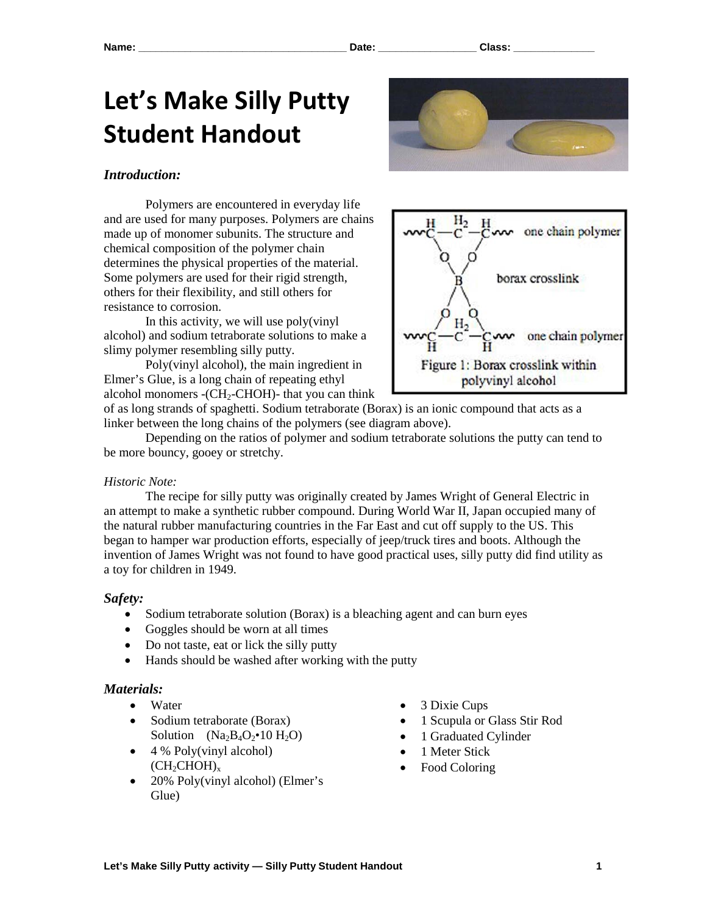Name: ___________________________________ Date: _________________ Class: ______________

# Let's Make Silly Putty Student Handout

### *Introduction:*

Polymers are encountered in everyday life and are used for many purposes. Polymers are chains made up of monomer subunits. The structure and chemical composition of the polymer chain determines the physical properties of the material. Some polymers are used for their rigid strength, others for their flexibility, and still others for resistance to corrosion.

In this activity, we will use poly(vinyl alcohol) and sodium tetraborate solutions to make a slimy polymer resembling silly putty.

Poly(vinyl alcohol), the main ingredient in Elmer's Glue, is a long chain of repeating ethyl alcohol monomers -($CH_2$-CHOH)- that you can think of as long strands of spaghetti. Sodium tetraborate (Borax) is an ionic compound that acts as a linker between the long chains of the polymers (see diagram above).

Figure 1: Borax crosslink within polyvinyl alcohol

Depending on the ratios of polymer and sodium tetraborate solutions the putty can tend to be more bouncy, gooey or stretchy.

*Historic Note:*

The recipe for silly putty was originally created by James Wright of General Electric in an attempt to make a synthetic rubber compound. During World War II, Japan occupied many of the natural rubber manufacturing countries in the Far East and cut off supply to the US. This began to hamper war production efforts, especially of jeep/truck tires and boots. Although the invention of James Wright was not found to have good practical uses, silly putty did find utility as a toy for children in 1949.

### *Safety:*

- Sodium tetraborate solution (Borax) is a bleaching agent and can burn eyes
- Goggles should be worn at all times
- Do not taste, eat or lick the silly putty
- Hands should be washed after working with the putty

### *Materials:*

- Water
- Sodium tetraborate (Borax) Solution ($Na_2B_4O_2$•10 $H_2O$)
- 4 % Poly(vinyl alcohol) $(CH_2CHOH)_x$
- 20% Poly(vinyl alcohol) (Elmer's Glue)
- 3 Dixie Cups
- 1 Scupula or Glass Stir Rod
- 1 Graduated Cylinder
- 1 Meter Stick
- Food Coloring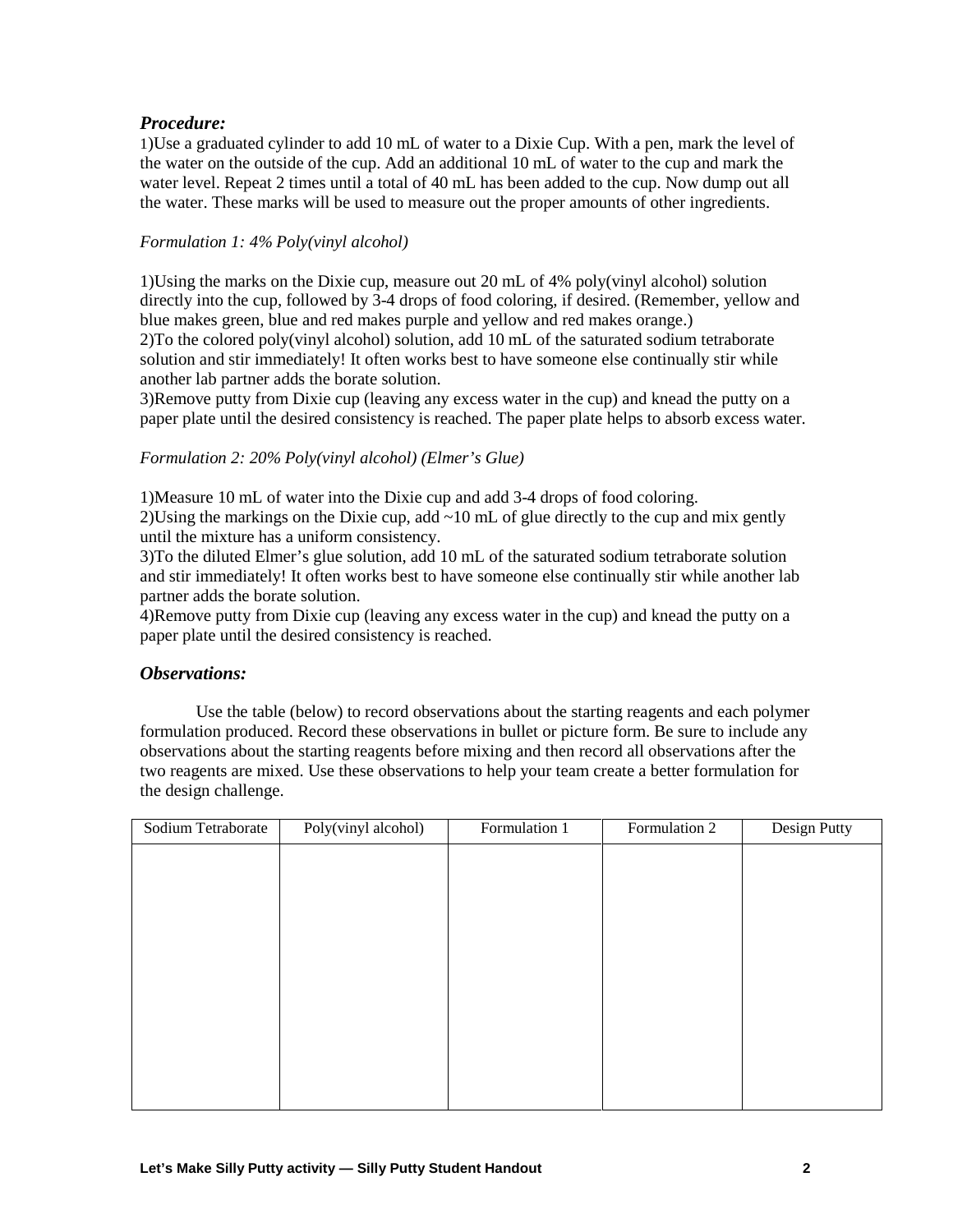### *Procedure:*

1)Use a graduated cylinder to add 10 mL of water to a Dixie Cup. With a pen, mark the level of the water on the outside of the cup. Add an additional 10 mL of water to the cup and mark the water level. Repeat 2 times until a total of 40 mL has been added to the cup. Now dump out all the water. These marks will be used to measure out the proper amounts of other ingredients.

*Formulation 1: 4% Poly(vinyl alcohol)*

1)Using the marks on the Dixie cup, measure out 20 mL of 4% poly(vinyl alcohol) solution directly into the cup, followed by 3-4 drops of food coloring, if desired. (Remember, yellow and blue makes green, blue and red makes purple and yellow and red makes orange.)
2)To the colored poly(vinyl alcohol) solution, add 10 mL of the saturated sodium tetraborate solution and stir immediately! It often works best to have someone else continually stir while another lab partner adds the borate solution.
3)Remove putty from Dixie cup (leaving any excess water in the cup) and knead the putty on a paper plate until the desired consistency is reached. The paper plate helps to absorb excess water.

*Formulation 2: 20% Poly(vinyl alcohol) (Elmer's Glue)*

1)Measure 10 mL of water into the Dixie cup and add 3-4 drops of food coloring.
2)Using the markings on the Dixie cup, add ~10 mL of glue directly to the cup and mix gently until the mixture has a uniform consistency.
3)To the diluted Elmer's glue solution, add 10 mL of the saturated sodium tetraborate solution and stir immediately! It often works best to have someone else continually stir while another lab partner adds the borate solution.
4)Remove putty from Dixie cup (leaving any excess water in the cup) and knead the putty on a paper plate until the desired consistency is reached.

### *Observations:*

Use the table (below) to record observations about the starting reagents and each polymer formulation produced. Record these observations in bullet or picture form. Be sure to include any observations about the starting reagents before mixing and then record all observations after the two reagents are mixed. Use these observations to help your team create a better formulation for the design challenge.

| Sodium Tetraborate | Poly(vinyl alcohol) | Formulation 1 | Formulation 2 | Design Putty |
| --- | --- | --- | --- | --- |
| | | | | |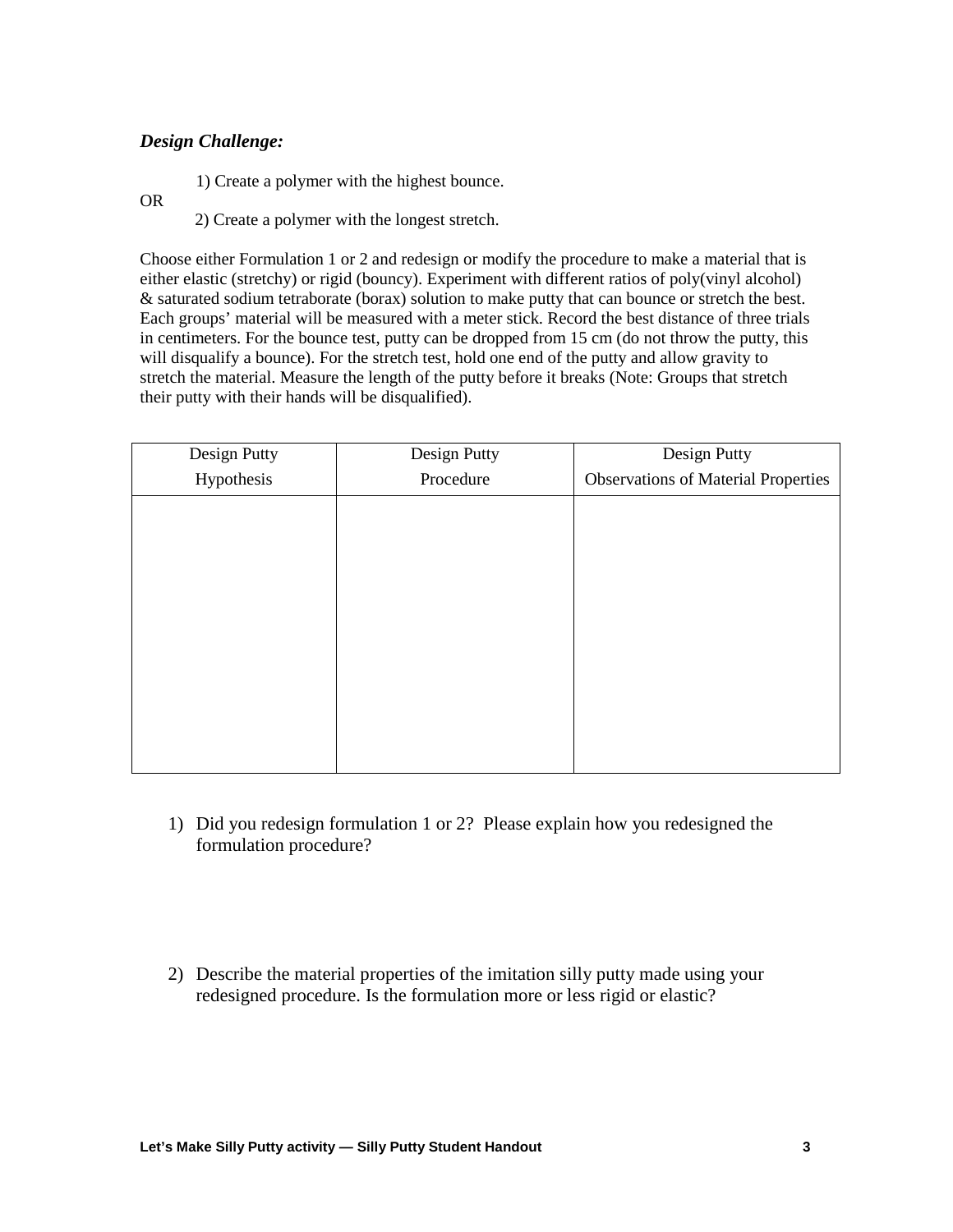***Design Challenge:***

1) Create a polymer with the highest bounce.

OR

2) Create a polymer with the longest stretch.

Choose either Formulation 1 or 2 and redesign or modify the procedure to make a material that is either elastic (stretchy) or rigid (bouncy). Experiment with different ratios of poly(vinyl alcohol) & saturated sodium tetraborate (borax) solution to make putty that can bounce or stretch the best. Each groups' material will be measured with a meter stick. Record the best distance of three trials in centimeters. For the bounce test, putty can be dropped from 15 cm (do not throw the putty, this will disqualify a bounce). For the stretch test, hold one end of the putty and allow gravity to stretch the material. Measure the length of the putty before it breaks (Note: Groups that stretch their putty with their hands will be disqualified).

| Design Putty Hypothesis | Design Putty Procedure | Design Putty Observations of Material Properties |
|---|---|---|
| | | |

1) Did you redesign formulation 1 or 2? Please explain how you redesigned the formulation procedure?

2) Describe the material properties of the imitation silly putty made using your redesigned procedure. Is the formulation more or less rigid or elastic?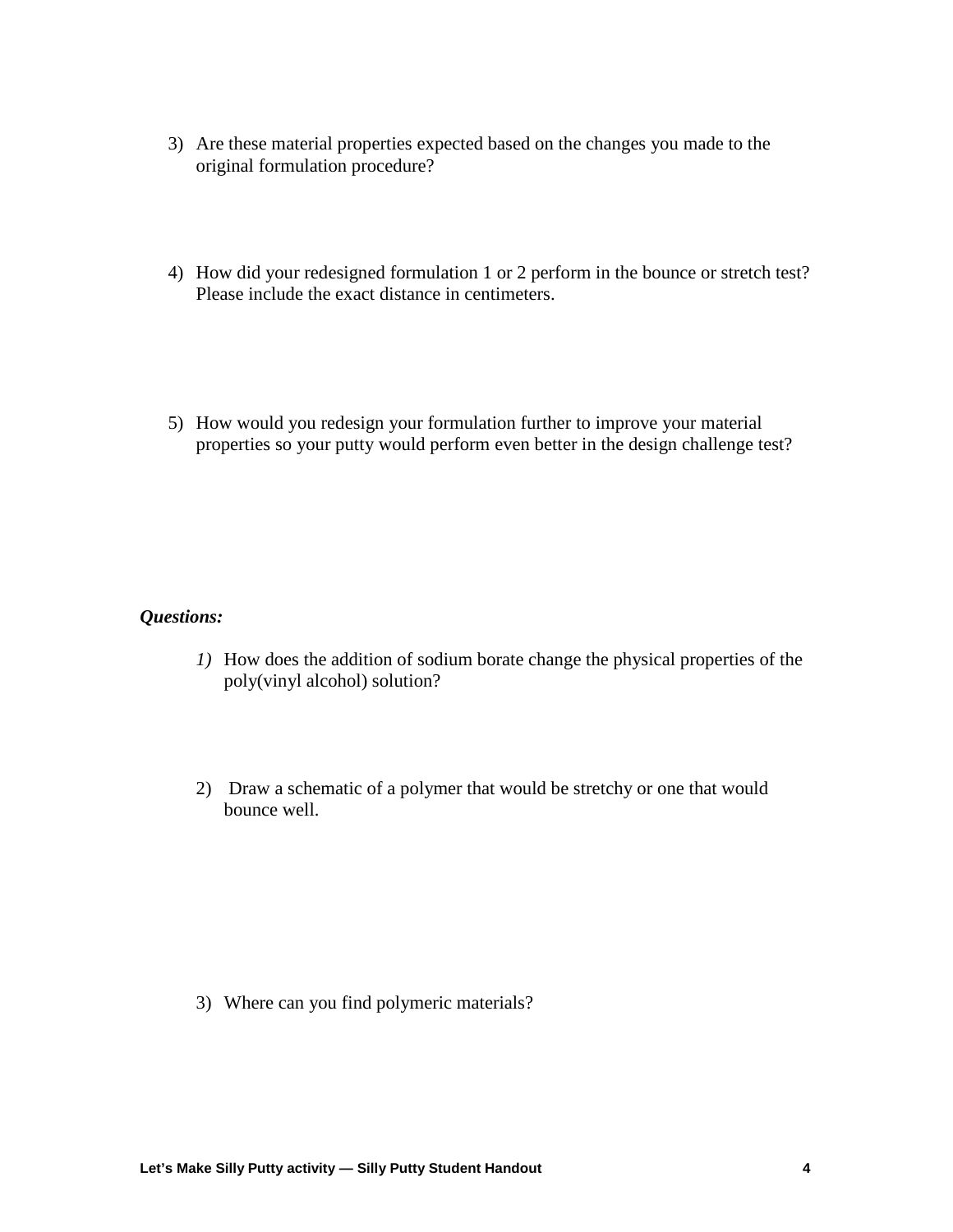3) Are these material properties expected based on the changes you made to the original formulation procedure?

4) How did your redesigned formulation 1 or 2 perform in the bounce or stretch test? Please include the exact distance in centimeters.

5) How would you redesign your formulation further to improve your material properties so your putty would perform even better in the design challenge test?

***Questions:***

1) How does the addition of sodium borate change the physical properties of the poly(vinyl alcohol) solution?

2) Draw a schematic of a polymer that would be stretchy or one that would bounce well.

3) Where can you find polymeric materials?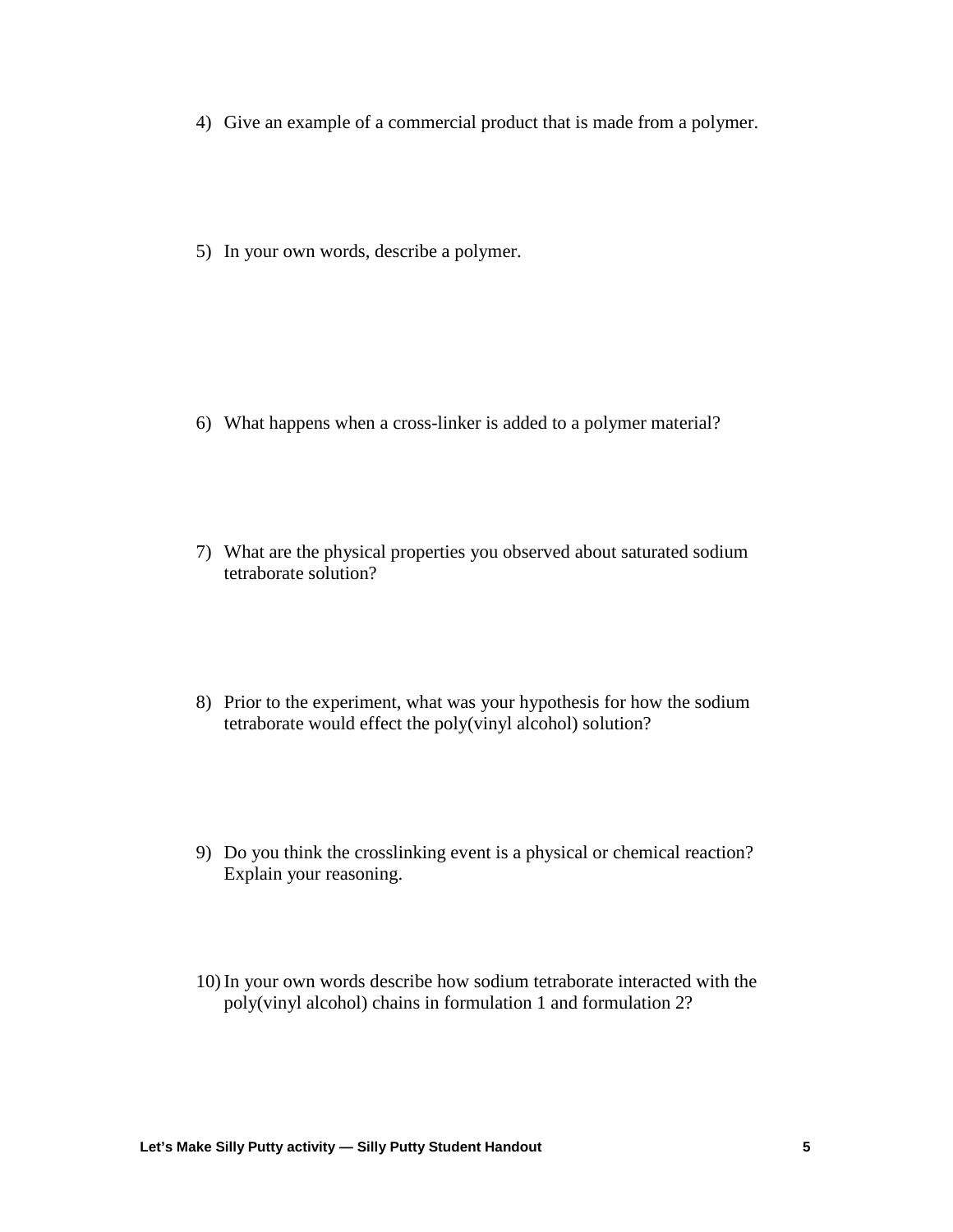4) Give an example of a commercial product that is made from a polymer.

5) In your own words, describe a polymer.

6) What happens when a cross-linker is added to a polymer material?

7) What are the physical properties you observed about saturated sodium tetraborate solution?

8) Prior to the experiment, what was your hypothesis for how the sodium tetraborate would effect the poly(vinyl alcohol) solution?

9) Do you think the crosslinking event is a physical or chemical reaction? Explain your reasoning.

10) In your own words describe how sodium tetraborate interacted with the poly(vinyl alcohol) chains in formulation 1 and formulation 2?